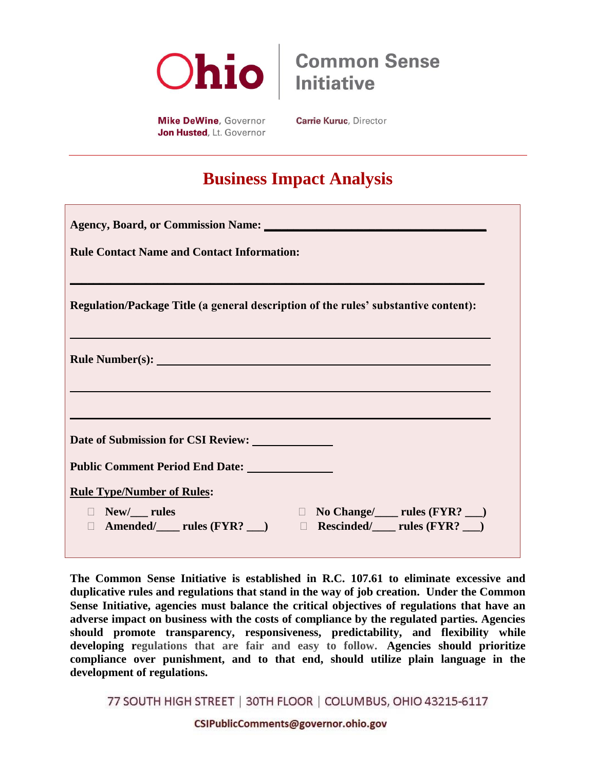Ohio | Common Sense Initiative

**Mike DeWine**, Governor
**Jon Husted**, Lt. Governor

**Carrie Kuruc**, Director

# Business Impact Analysis

**Agency, Board, or Commission Name:** ______________________________

**Rule Contact Name and Contact Information:**

______________________________________________________________

**Regulation/Package Title (a general description of the rules' substantive content):**

______________________________________________________________

**Rule Number(s):** ______________________________________________

______________________________________________________________

______________________________________________________________

**Date of Submission for CSI Review:** ____________

**Public Comment Period End Date:** ____________

**Rule Type/Number of Rules:**

- ☐ **New/___ rules**
- ☐ **Amended/____ rules (FYR? ___)**
- ☐ **No Change/____ rules (FYR? ___)**
- ☐ **Rescinded/____ rules (FYR? ___)**

**The Common Sense Initiative is established in R.C. 107.61 to eliminate excessive and duplicative rules and regulations that stand in the way of job creation. Under the Common Sense Initiative, agencies must balance the critical objectives of regulations that have an adverse impact on business with the costs of compliance by the regulated parties. Agencies should promote transparency, responsiveness, predictability, and flexibility while developing regulations that are fair and easy to follow. Agencies should prioritize compliance over punishment, and to that end, should utilize plain language in the development of regulations.**

77 SOUTH HIGH STREET | 30TH FLOOR | COLUMBUS, OHIO 43215-6117

CSIPublicComments@governor.ohio.gov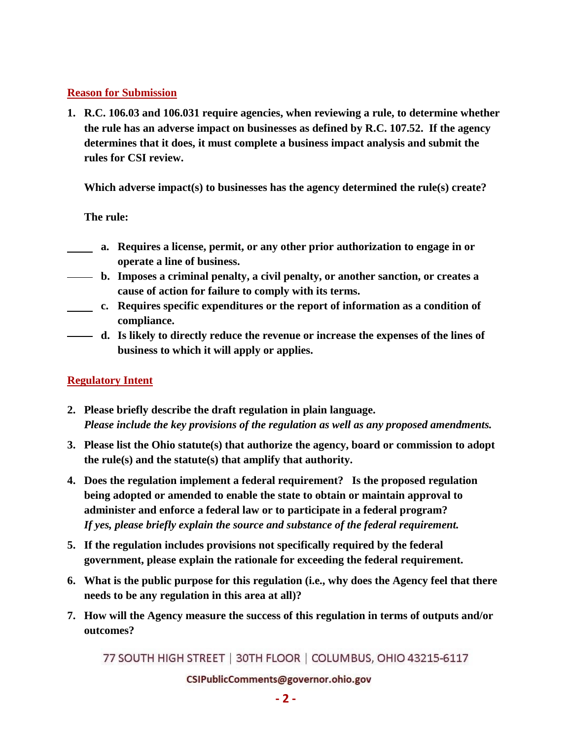## Reason for Submission

1. **R.C. 106.03 and 106.031 require agencies, when reviewing a rule, to determine whether the rule has an adverse impact on businesses as defined by R.C. 107.52. If the agency determines that it does, it must complete a business impact analysis and submit the rules for CSI review.**

   **Which adverse impact(s) to businesses has the agency determined the rule(s) create?**

   **The rule:**

   _____ **a. Requires a license, permit, or any other prior authorization to engage in or operate a line of business.**

   _____ **b. Imposes a criminal penalty, a civil penalty, or another sanction, or creates a cause of action for failure to comply with its terms.**

   _____ **c. Requires specific expenditures or the report of information as a condition of compliance.**

   _____ **d. Is likely to directly reduce the revenue or increase the expenses of the lines of business to which it will apply or applies.**

## Regulatory Intent

2. **Please briefly describe the draft regulation in plain language.**
   ***Please include the key provisions of the regulation as well as any proposed amendments.***

3. **Please list the Ohio statute(s) that authorize the agency, board or commission to adopt the rule(s) and the statute(s) that amplify that authority.**

4. **Does the regulation implement a federal requirement? Is the proposed regulation being adopted or amended to enable the state to obtain or maintain approval to administer and enforce a federal law or to participate in a federal program?**
   ***If yes, please briefly explain the source and substance of the federal requirement.***

5. **If the regulation includes provisions not specifically required by the federal government, please explain the rationale for exceeding the federal requirement.**

6. **What is the public purpose for this regulation (i.e., why does the Agency feel that there needs to be any regulation in this area at all)?**

7. **How will the Agency measure the success of this regulation in terms of outputs and/or outcomes?**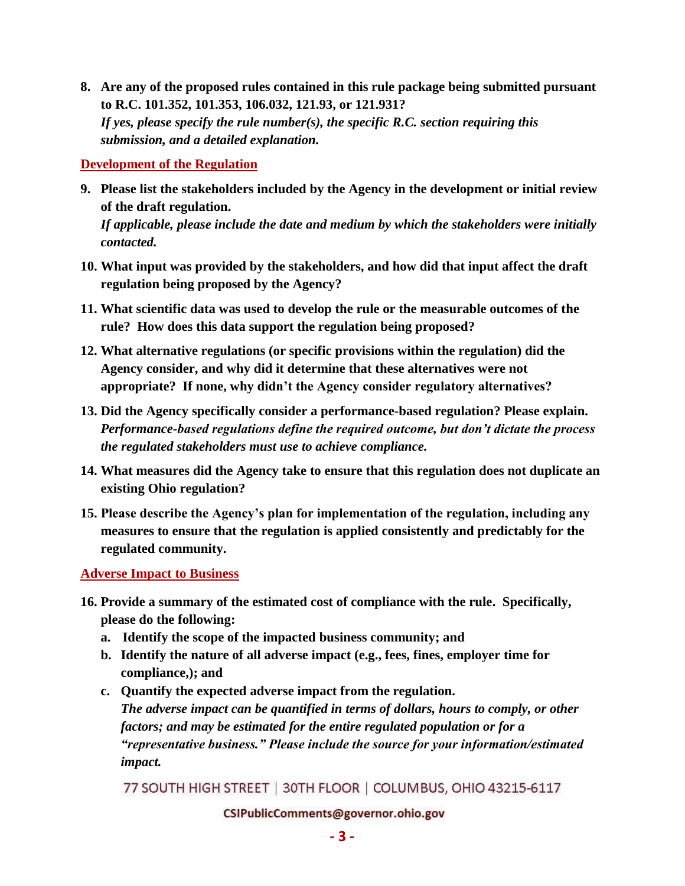**8. Are any of the proposed rules contained in this rule package being submitted pursuant to R.C. 101.352, 101.353, 106.032, 121.93, or 121.931?**
***If yes, please specify the rule number(s), the specific R.C. section requiring this submission, and a detailed explanation.***

## Development of the Regulation

**9. Please list the stakeholders included by the Agency in the development or initial review of the draft regulation.**
***If applicable, please include the date and medium by which the stakeholders were initially contacted.***

**10. What input was provided by the stakeholders, and how did that input affect the draft regulation being proposed by the Agency?**

**11. What scientific data was used to develop the rule or the measurable outcomes of the rule? How does this data support the regulation being proposed?**

**12. What alternative regulations (or specific provisions within the regulation) did the Agency consider, and why did it determine that these alternatives were not appropriate? If none, why didn't the Agency consider regulatory alternatives?**

**13. Did the Agency specifically consider a performance-based regulation? Please explain.**
***Performance-based regulations define the required outcome, but don't dictate the process the regulated stakeholders must use to achieve compliance.***

**14. What measures did the Agency take to ensure that this regulation does not duplicate an existing Ohio regulation?**

**15. Please describe the Agency's plan for implementation of the regulation, including any measures to ensure that the regulation is applied consistently and predictably for the regulated community.**

## Adverse Impact to Business

**16. Provide a summary of the estimated cost of compliance with the rule. Specifically, please do the following:**

**a. Identify the scope of the impacted business community; and**

**b. Identify the nature of all adverse impact (e.g., fees, fines, employer time for compliance,); and**

**c. Quantify the expected adverse impact from the regulation.**
***The adverse impact can be quantified in terms of dollars, hours to comply, or other factors; and may be estimated for the entire regulated population or for a "representative business." Please include the source for your information/estimated impact.***

77 SOUTH HIGH STREET | 30TH FLOOR | COLUMBUS, OHIO 43215-6117

CSIPublicComments@governor.ohio.gov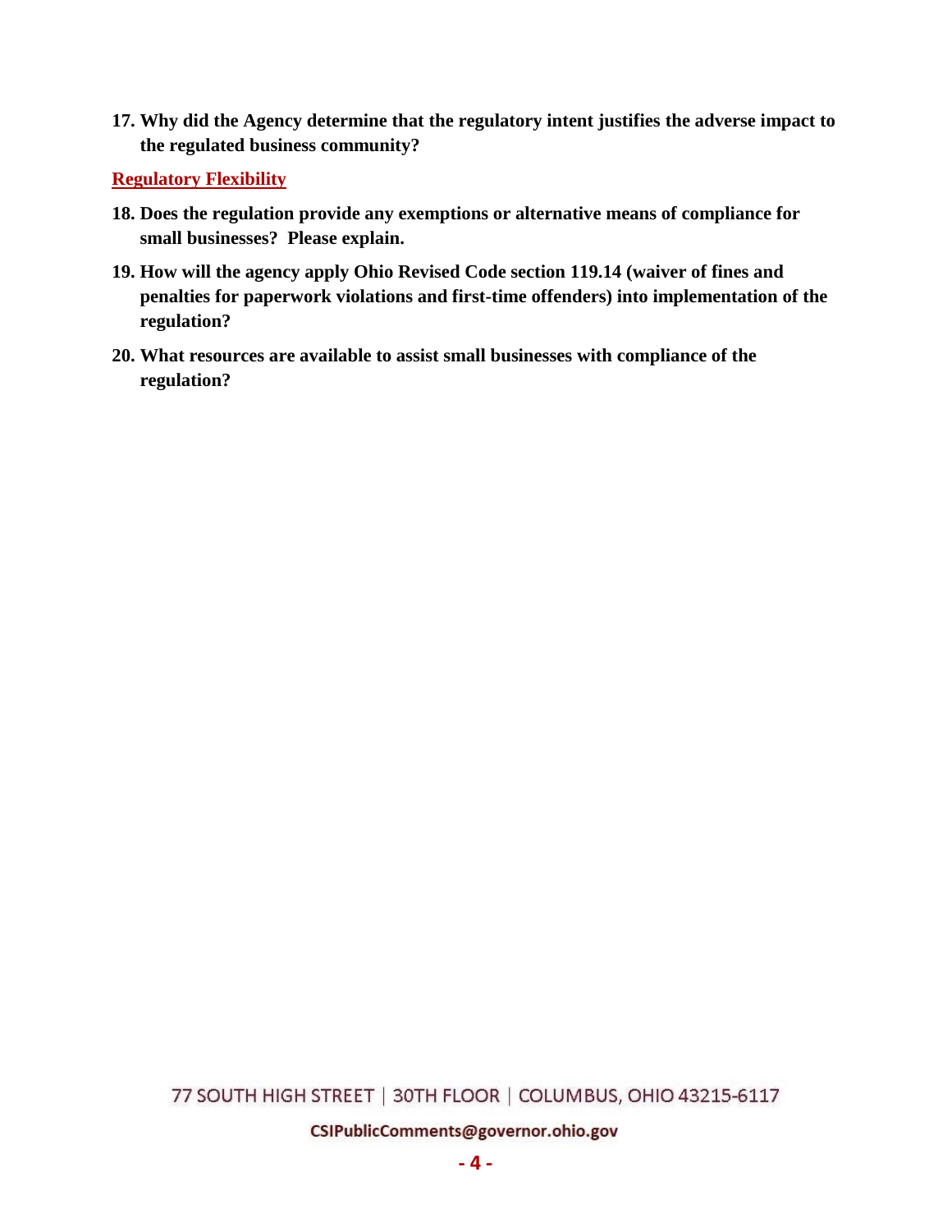**17. Why did the Agency determine that the regulatory intent justifies the adverse impact to the regulated business community?**

## Regulatory Flexibility

**18. Does the regulation provide any exemptions or alternative means of compliance for small businesses? Please explain.**

**19. How will the agency apply Ohio Revised Code section 119.14 (waiver of fines and penalties for paperwork violations and first-time offenders) into implementation of the regulation?**

**20. What resources are available to assist small businesses with compliance of the regulation?**